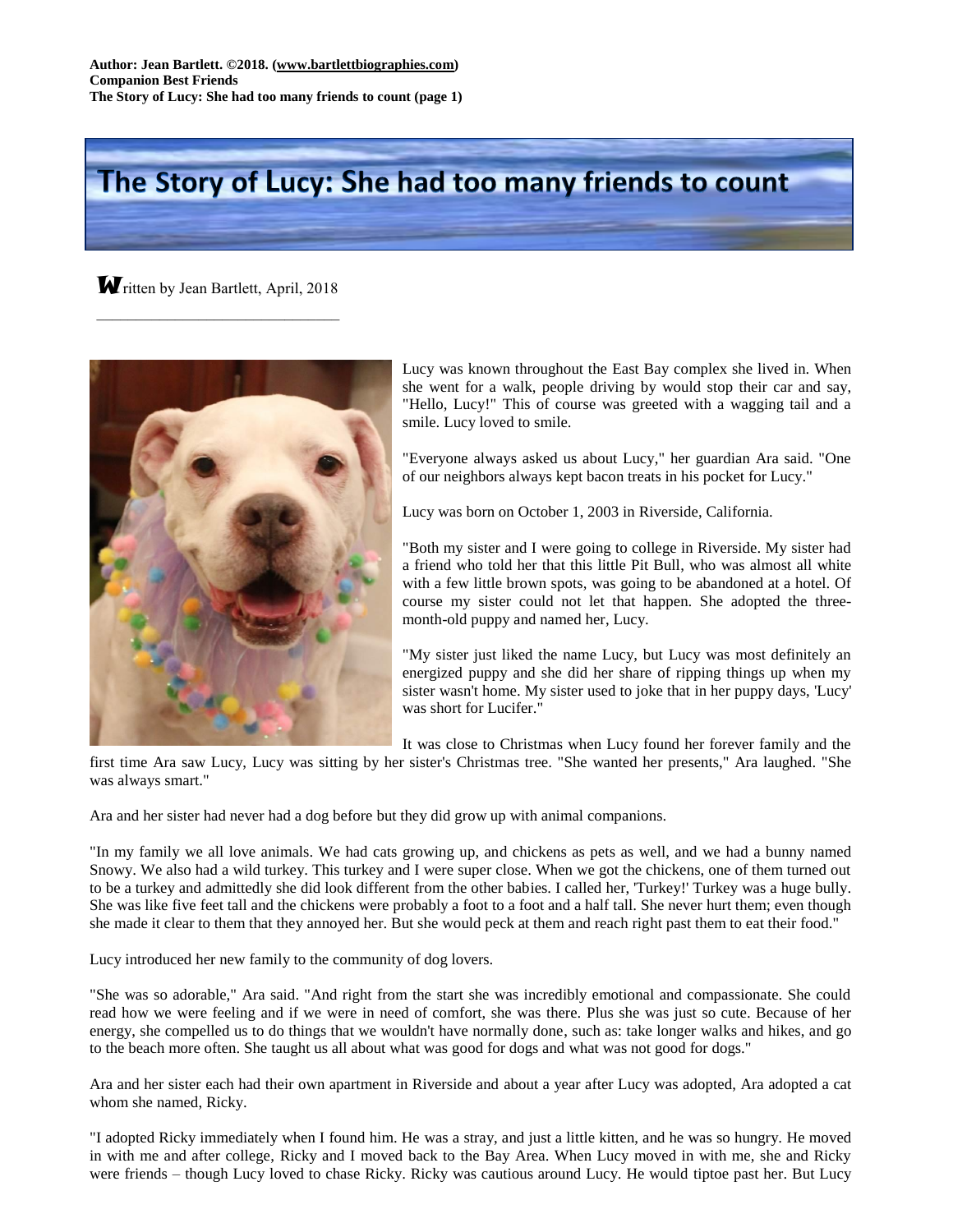# The Story of Lucy: She had too many friends to count

**W**ritten by Jean Bartlett, April, 2018

Lucy was known throughout the East Bay complex she lived in. When she went for a walk, people driving by would stop their car and say, "Hello, Lucy!" This of course was greeted with a wagging tail and a smile. Lucy loved to smile.

"Everyone always asked us about Lucy," her guardian Ara said. "One of our neighbors always kept bacon treats in his pocket for Lucy."

Lucy was born on October 1, 2003 in Riverside, California.

"Both my sister and I were going to college in Riverside. My sister had a friend who told her that this little Pit Bull, who was almost all white with a few little brown spots, was going to be abandoned at a hotel. Of course my sister could not let that happen. She adopted the three-month-old puppy and named her, Lucy.

"My sister just liked the name Lucy, but Lucy was most definitely an energized puppy and she did her share of ripping things up when my sister wasn't home. My sister used to joke that in her puppy days, 'Lucy' was short for Lucifer."

It was close to Christmas when Lucy found her forever family and the first time Ara saw Lucy, Lucy was sitting by her sister's Christmas tree. "She wanted her presents," Ara laughed. "She was always smart."

Ara and her sister had never had a dog before but they did grow up with animal companions.

"In my family we all love animals. We had cats growing up, and chickens as pets as well, and we had a bunny named Snowy. We also had a wild turkey. This turkey and I were super close. When we got the chickens, one of them turned out to be a turkey and admittedly she did look different from the other babies. I called her, 'Turkey!' Turkey was a huge bully. She was like five feet tall and the chickens were probably a foot to a foot and a half tall. She never hurt them; even though she made it clear to them that they annoyed her. But she would peck at them and reach right past them to eat their food."

Lucy introduced her new family to the community of dog lovers.

"She was so adorable," Ara said. "And right from the start she was incredibly emotional and compassionate. She could read how we were feeling and if we were in need of comfort, she was there. Plus she was just so cute. Because of her energy, she compelled us to do things that we wouldn't have normally done, such as: take longer walks and hikes, and go to the beach more often. She taught us all about what was good for dogs and what was not good for dogs."

Ara and her sister each had their own apartment in Riverside and about a year after Lucy was adopted, Ara adopted a cat whom she named, Ricky.

"I adopted Ricky immediately when I found him. He was a stray, and just a little kitten, and he was so hungry. He moved in with me and after college, Ricky and I moved back to the Bay Area. When Lucy moved in with me, she and Ricky were friends – though Lucy loved to chase Ricky. Ricky was cautious around Lucy. He would tiptoe past her. But Lucy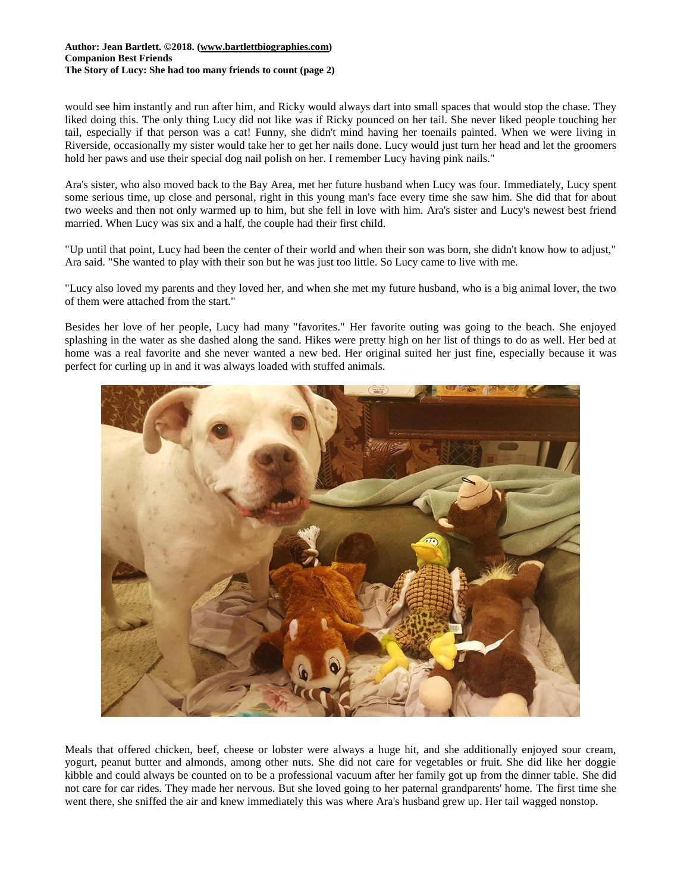would see him instantly and run after him, and Ricky would always dart into small spaces that would stop the chase. They liked doing this. The only thing Lucy did not like was if Ricky pounced on her tail. She never liked people touching her tail, especially if that person was a cat! Funny, she didn't mind having her toenails painted. When we were living in Riverside, occasionally my sister would take her to get her nails done. Lucy would just turn her head and let the groomers hold her paws and use their special dog nail polish on her. I remember Lucy having pink nails."

Ara's sister, who also moved back to the Bay Area, met her future husband when Lucy was four. Immediately, Lucy spent some serious time, up close and personal, right in this young man's face every time she saw him. She did that for about two weeks and then not only warmed up to him, but she fell in love with him. Ara's sister and Lucy's newest best friend married. When Lucy was six and a half, the couple had their first child.

"Up until that point, Lucy had been the center of their world and when their son was born, she didn't know how to adjust," Ara said. "She wanted to play with their son but he was just too little. So Lucy came to live with me.

"Lucy also loved my parents and they loved her, and when she met my future husband, who is a big animal lover, the two of them were attached from the start."

Besides her love of her people, Lucy had many "favorites." Her favorite outing was going to the beach. She enjoyed splashing in the water as she dashed along the sand. Hikes were pretty high on her list of things to do as well. Her bed at home was a real favorite and she never wanted a new bed. Her original suited her just fine, especially because it was perfect for curling up in and it was always loaded with stuffed animals.

Meals that offered chicken, beef, cheese or lobster were always a huge hit, and she additionally enjoyed sour cream, yogurt, peanut butter and almonds, among other nuts. She did not care for vegetables or fruit. She did like her doggie kibble and could always be counted on to be a professional vacuum after her family got up from the dinner table. She did not care for car rides. They made her nervous. But she loved going to her paternal grandparents' home. The first time she went there, she sniffed the air and knew immediately this was where Ara's husband grew up. Her tail wagged nonstop.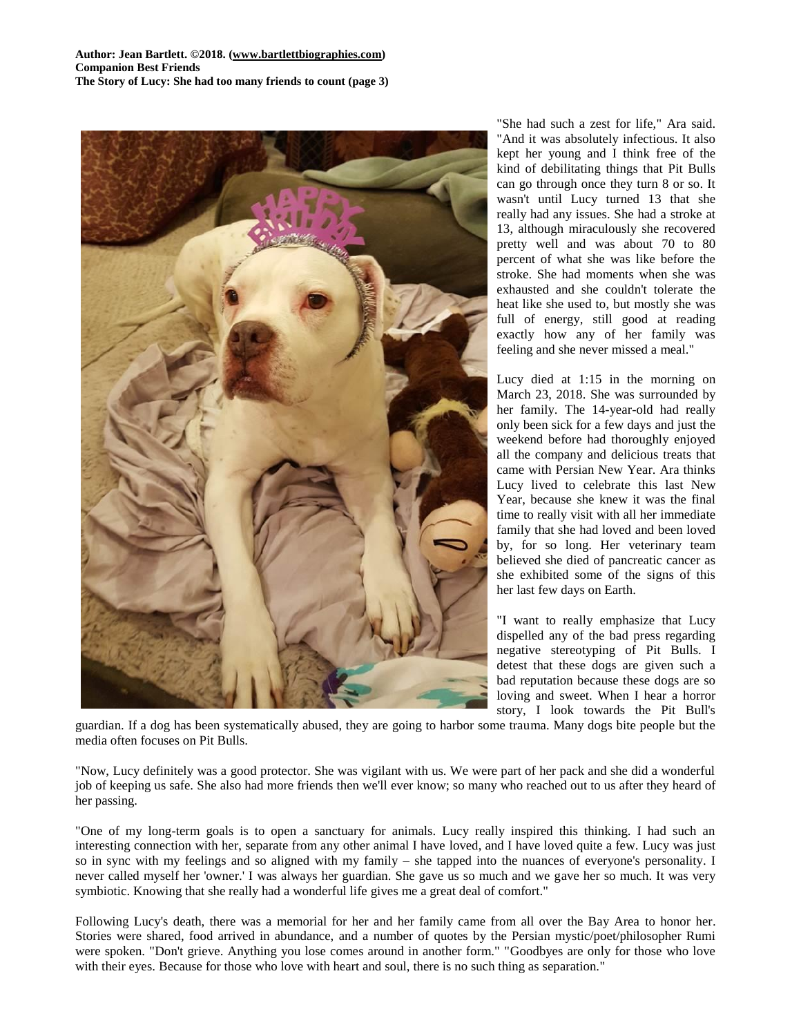"She had such a zest for life," Ara said. "And it was absolutely infectious. It also kept her young and I think free of the kind of debilitating things that Pit Bulls can go through once they turn 8 or so. It wasn't until Lucy turned 13 that she really had any issues. She had a stroke at 13, although miraculously she recovered pretty well and was about 70 to 80 percent of what she was like before the stroke. She had moments when she was exhausted and she couldn't tolerate the heat like she used to, but mostly she was full of energy, still good at reading exactly how any of her family was feeling and she never missed a meal."

Lucy died at 1:15 in the morning on March 23, 2018. She was surrounded by her family. The 14-year-old had really only been sick for a few days and just the weekend before had thoroughly enjoyed all the company and delicious treats that came with Persian New Year. Ara thinks Lucy lived to celebrate this last New Year, because she knew it was the final time to really visit with all her immediate family that she had loved and been loved by, for so long. Her veterinary team believed she died of pancreatic cancer as she exhibited some of the signs of this her last few days on Earth.

"I want to really emphasize that Lucy dispelled any of the bad press regarding negative stereotyping of Pit Bulls. I detest that these dogs are given such a bad reputation because these dogs are so loving and sweet. When I hear a horror story, I look towards the Pit Bull's guardian. If a dog has been systematically abused, they are going to harbor some trauma. Many dogs bite people but the media often focuses on Pit Bulls.

"Now, Lucy definitely was a good protector. She was vigilant with us. We were part of her pack and she did a wonderful job of keeping us safe. She also had more friends then we'll ever know; so many who reached out to us after they heard of her passing.

"One of my long-term goals is to open a sanctuary for animals. Lucy really inspired this thinking. I had such an interesting connection with her, separate from any other animal I have loved, and I have loved quite a few. Lucy was just so in sync with my feelings and so aligned with my family – she tapped into the nuances of everyone's personality. I never called myself her 'owner.' I was always her guardian. She gave us so much and we gave her so much. It was very symbiotic. Knowing that she really had a wonderful life gives me a great deal of comfort."

Following Lucy's death, there was a memorial for her and her family came from all over the Bay Area to honor her. Stories were shared, food arrived in abundance, and a number of quotes by the Persian mystic/poet/philosopher Rumi were spoken. "Don't grieve. Anything you lose comes around in another form." "Goodbyes are only for those who love with their eyes. Because for those who love with heart and soul, there is no such thing as separation."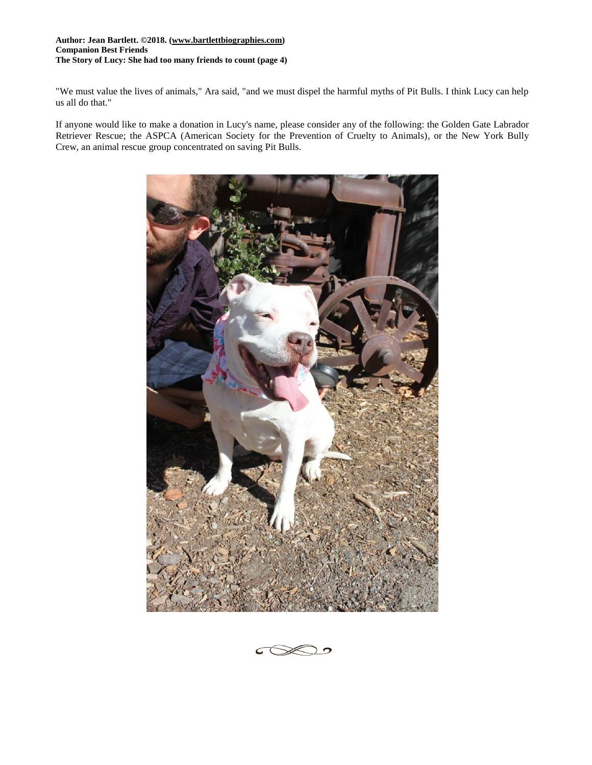"We must value the lives of animals," Ara said, "and we must dispel the harmful myths of Pit Bulls. I think Lucy can help us all do that."

If anyone would like to make a donation in Lucy's name, please consider any of the following: the Golden Gate Labrador Retriever Rescue; the ASPCA (American Society for the Prevention of Cruelty to Animals), or the New York Bully Crew, an animal rescue group concentrated on saving Pit Bulls.